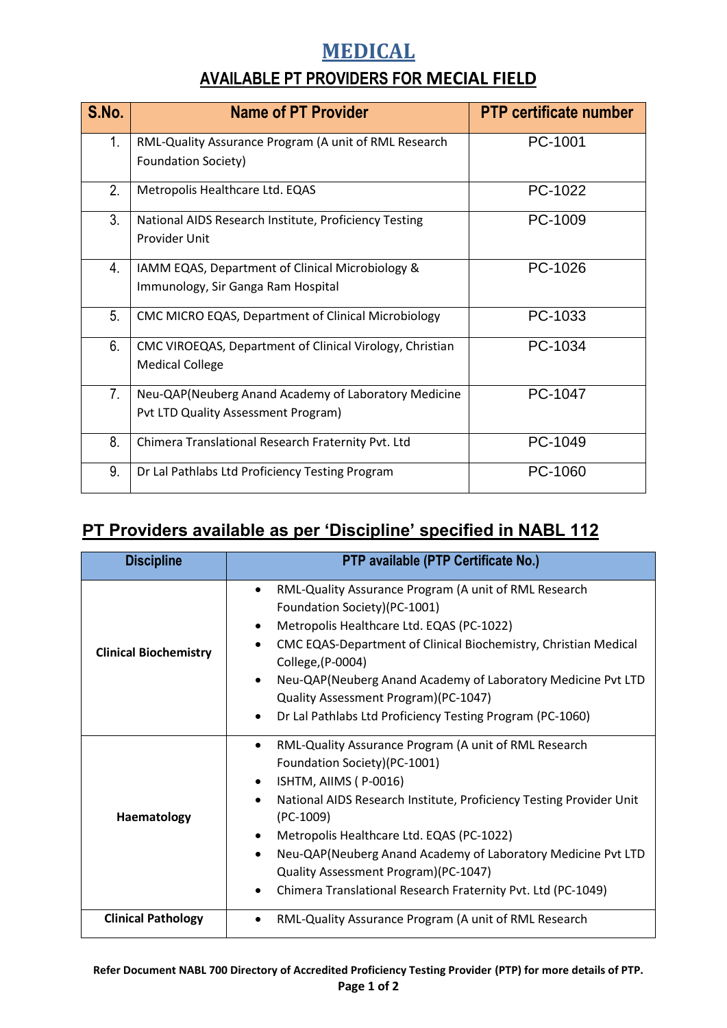# MEDICAL

## AVAILABLE PT PROVIDERS FOR MECIAL FIELD

| S.No. | Name of PT Provider | PTP certificate number |
|---|---|---|
| 1. | RML-Quality Assurance Program (A unit of RML Research Foundation Society) | PC-1001 |
| 2. | Metropolis Healthcare Ltd. EQAS | PC-1022 |
| 3. | National AIDS Research Institute, Proficiency Testing Provider Unit | PC-1009 |
| 4. | IAMM EQAS, Department of Clinical Microbiology & Immunology, Sir Ganga Ram Hospital | PC-1026 |
| 5. | CMC MICRO EQAS, Department of Clinical Microbiology | PC-1033 |
| 6. | CMC VIROEQAS, Department of Clinical Virology, Christian Medical College | PC-1034 |
| 7. | Neu-QAP(Neuberg Anand Academy of Laboratory Medicine Pvt LTD Quality Assessment Program) | PC-1047 |
| 8. | Chimera Translational Research Fraternity Pvt. Ltd | PC-1049 |
| 9. | Dr Lal Pathlabs Ltd Proficiency Testing Program | PC-1060 |

## PT Providers available as per 'Discipline' specified in NABL 112

| Discipline | PTP available (PTP Certificate No.) |
|---|---|
| **Clinical Biochemistry** | • RML-Quality Assurance Program (A unit of RML Research Foundation Society)(PC-1001)<br>• Metropolis Healthcare Ltd. EQAS (PC-1022)<br>• CMC EQAS-Department of Clinical Biochemistry, Christian Medical College,(P-0004)<br>• Neu-QAP(Neuberg Anand Academy of Laboratory Medicine Pvt LTD Quality Assessment Program)(PC-1047)<br>• Dr Lal Pathlabs Ltd Proficiency Testing Program (PC-1060) |
| **Haematology** | • RML-Quality Assurance Program (A unit of RML Research Foundation Society)(PC-1001)<br>• ISHTM, AIIMS ( P-0016)<br>• National AIDS Research Institute, Proficiency Testing Provider Unit (PC-1009)<br>• Metropolis Healthcare Ltd. EQAS (PC-1022)<br>• Neu-QAP(Neuberg Anand Academy of Laboratory Medicine Pvt LTD Quality Assessment Program)(PC-1047)<br>• Chimera Translational Research Fraternity Pvt. Ltd (PC-1049) |
| **Clinical Pathology** | • RML-Quality Assurance Program (A unit of RML Research |

**Refer Document NABL 700 Directory of Accredited Proficiency Testing Provider (PTP) for more details of PTP.**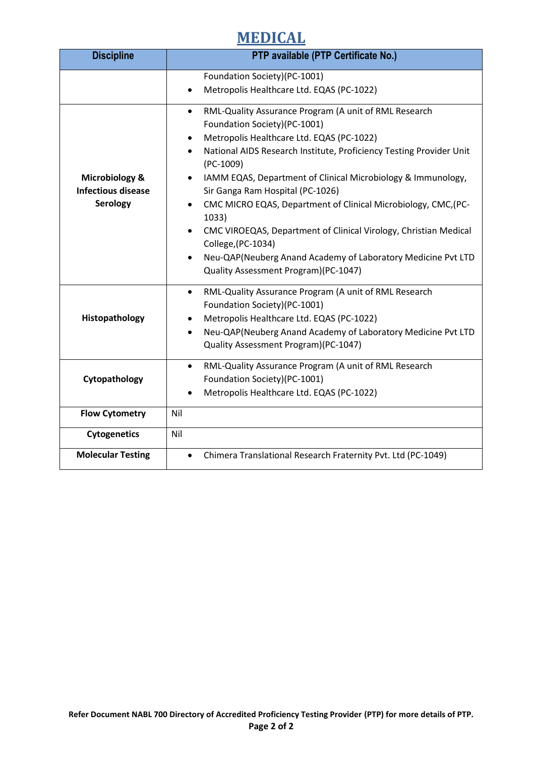# MEDICAL

| Discipline | PTP available (PTP Certificate No.) |
|---|---|
| | Foundation Society)(PC-1001)<br>• Metropolis Healthcare Ltd. EQAS (PC-1022) |
| **Microbiology & Infectious disease Serology** | • RML-Quality Assurance Program (A unit of RML Research Foundation Society)(PC-1001)<br>• Metropolis Healthcare Ltd. EQAS (PC-1022)<br>• National AIDS Research Institute, Proficiency Testing Provider Unit (PC-1009)<br>• IAMM EQAS, Department of Clinical Microbiology & Immunology, Sir Ganga Ram Hospital (PC-1026)<br>• CMC MICRO EQAS, Department of Clinical Microbiology, CMC,(PC-1033)<br>• CMC VIROEQAS, Department of Clinical Virology, Christian Medical College,(PC-1034)<br>• Neu-QAP(Neuberg Anand Academy of Laboratory Medicine Pvt LTD Quality Assessment Program)(PC-1047) |
| **Histopathology** | • RML-Quality Assurance Program (A unit of RML Research Foundation Society)(PC-1001)<br>• Metropolis Healthcare Ltd. EQAS (PC-1022)<br>• Neu-QAP(Neuberg Anand Academy of Laboratory Medicine Pvt LTD Quality Assessment Program)(PC-1047) |
| **Cytopathology** | • RML-Quality Assurance Program (A unit of RML Research Foundation Society)(PC-1001)<br>• Metropolis Healthcare Ltd. EQAS (PC-1022) |
| **Flow Cytometry** | Nil |
| **Cytogenetics** | Nil |
| **Molecular Testing** | • Chimera Translational Research Fraternity Pvt. Ltd (PC-1049) |

**Refer Document NABL 700 Directory of Accredited Proficiency Testing Provider (PTP) for more details of PTP.**